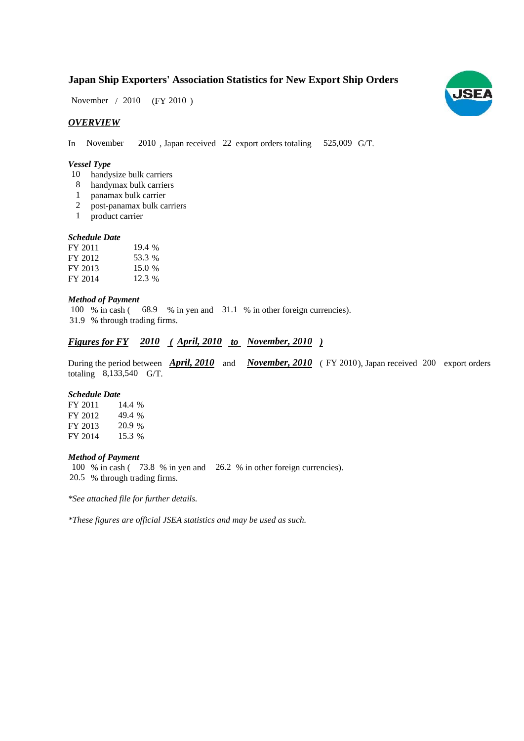# Japan Ship Exporters' Association Statistics for New Export Ship Orders

November / 2010 (FY 2010 )

## *OVERVIEW*

In November 2010 , Japan received 22 export orders totaling 525,009 G/T.

### *Vessel Type*

- 10 handysize bulk carriers
- 8 handymax bulk carriers
- 1 panamax bulk carrier
- 2 post-panamax bulk carriers
- 1 product carrier

### *Schedule Date*

| | |
|---|---|
| FY 2011 | 19.4 % |
| FY 2012 | 53.3 % |
| FY 2013 | 15.0 % |
| FY 2014 | 12.3 % |

### *Method of Payment*

100 % in cash ( 68.9 % in yen and 31.1 % in other foreign currencies).
31.9 % through trading firms.

## ***Figures for FY 2010 ( April, 2010 to November, 2010 )***

During the period between ***April, 2010*** and ***November, 2010*** ( FY 2010), Japan received 200 export orders totaling 8,133,540 G/T.

### *Schedule Date*

| | |
|---|---|
| FY 2011 | 14.4 % |
| FY 2012 | 49.4 % |
| FY 2013 | 20.9 % |
| FY 2014 | 15.3 % |

### *Method of Payment*

100 % in cash ( 73.8 % in yen and 26.2 % in other foreign currencies).
20.5 % through trading firms.

*\*See attached file for further details.*

*\*These figures are official JSEA statistics and may be used as such.*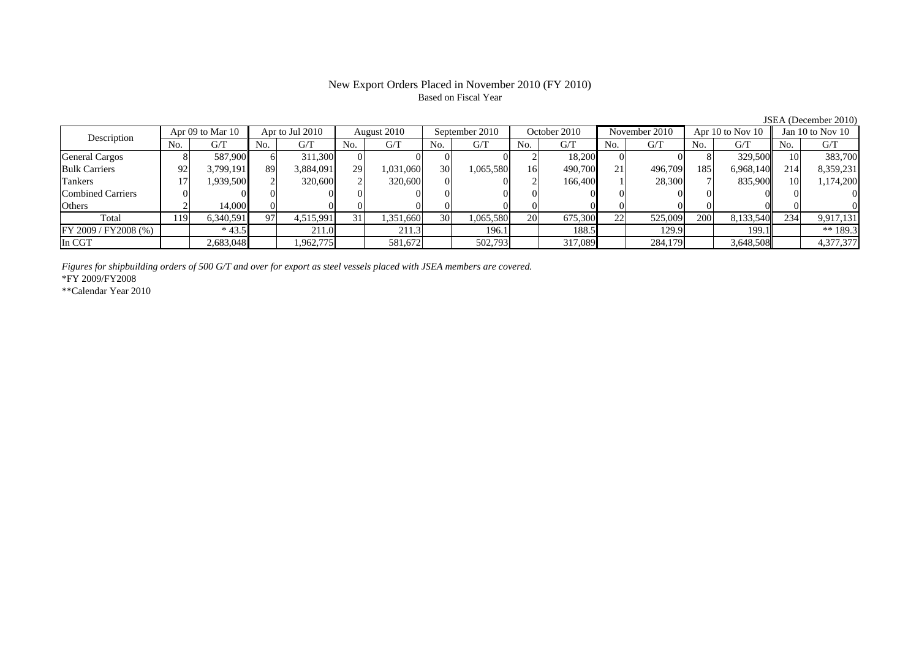# New Export Orders Placed in November 2010 (FY 2010)

Based on Fiscal Year

JSEA (December 2010)

| Description | Apr 09 to Mar 10 | | Apr to Jul 2010 | | August 2010 | | September 2010 | | October 2010 | | November 2010 | | Apr 10 to Nov 10 | | Jan 10 to Nov 10 | |
|---|---|---|---|---|---|---|---|---|---|---|---|---|---|---|---|---|
| | No. | G/T | No. | G/T | No. | G/T | No. | G/T | No. | G/T | No. | G/T | No. | G/T | No. | G/T |
| General Cargos | 8 | 587,900 | 6 | 311,300 | 0 | 0 | 0 | 0 | 2 | 18,200 | 0 | 0 | 8 | 329,500 | 10 | 383,700 |
| Bulk Carriers | 92 | 3,799,191 | 89 | 3,884,091 | 29 | 1,031,060 | 30 | 1,065,580 | 16 | 490,700 | 21 | 496,709 | 185 | 6,968,140 | 214 | 8,359,231 |
| Tankers | 17 | 1,939,500 | 2 | 320,600 | 2 | 320,600 | 0 | 0 | 2 | 166,400 | 1 | 28,300 | 7 | 835,900 | 10 | 1,174,200 |
| Combined Carriers | 0 | 0 | 0 | 0 | 0 | 0 | 0 | 0 | 0 | 0 | 0 | 0 | 0 | 0 | 0 | 0 |
| Others | 2 | 14,000 | 0 | 0 | 0 | 0 | 0 | 0 | 0 | 0 | 0 | 0 | 0 | 0 | 0 | 0 |
| Total | 119 | 6,340,591 | 97 | 4,515,991 | 31 | 1,351,660 | 30 | 1,065,580 | 20 | 675,300 | 22 | 525,009 | 200 | 8,133,540 | 234 | 9,917,131 |
| FY 2009 / FY2008 (%) | | * 43.5 | | 211.0 | | 211.3 | | 196.1 | | 188.5 | | 129.9 | | 199.1 | | ** 189.3 |
| In CGT | | 2,683,048 | | 1,962,775 | | 581,672 | | 502,793 | | 317,089 | | 284,179 | | 3,648,508 | | 4,377,377 |

*Figures for shipbuilding orders of 500 G/T and over for export as steel vessels placed with JSEA members are covered.*

*FY 2009/FY2008

**Calendar Year 2010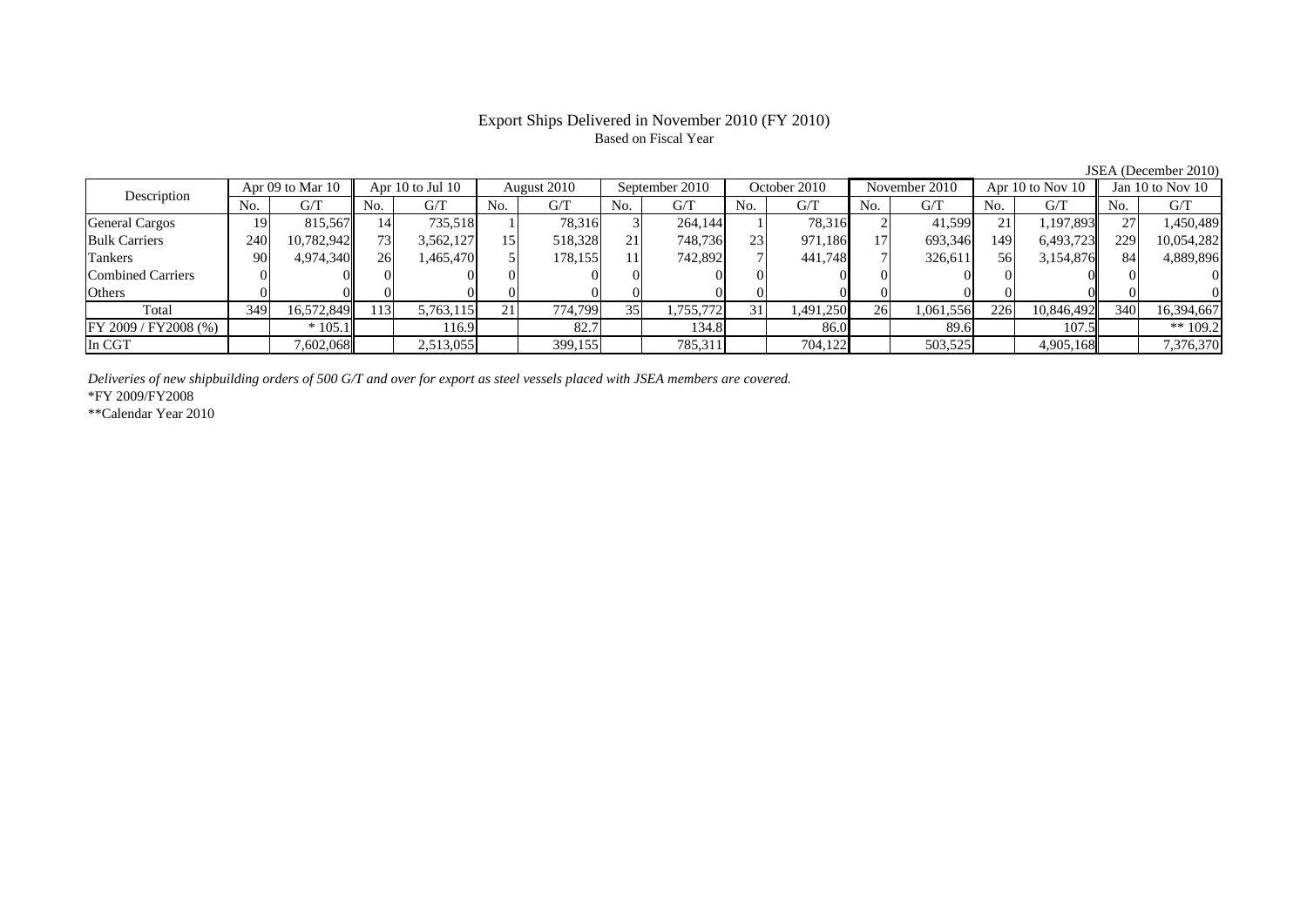# Export Ships Delivered in November 2010 (FY 2010)

Based on Fiscal Year

JSEA (December 2010)

| Description | Apr 09 to Mar 10 | | Apr 10 to Jul 10 | | August 2010 | | September 2010 | | October 2010 | | November 2010 | | Apr 10 to Nov 10 | | Jan 10 to Nov 10 | |
|---|---|---|---|---|---|---|---|---|---|---|---|---|---|---|---|---|
| | No. | G/T | No. | G/T | No. | G/T | No. | G/T | No. | G/T | No. | G/T | No. | G/T | No. | G/T |
| General Cargos | 19 | 815,567 | 14 | 735,518 | 1 | 78,316 | 3 | 264,144 | 1 | 78,316 | 2 | 41,599 | 21 | 1,197,893 | 27 | 1,450,489 |
| Bulk Carriers | 240 | 10,782,942 | 73 | 3,562,127 | 15 | 518,328 | 21 | 748,736 | 23 | 971,186 | 17 | 693,346 | 149 | 6,493,723 | 229 | 10,054,282 |
| Tankers | 90 | 4,974,340 | 26 | 1,465,470 | 5 | 178,155 | 11 | 742,892 | 7 | 441,748 | 7 | 326,611 | 56 | 3,154,876 | 84 | 4,889,896 |
| Combined Carriers | 0 | 0 | 0 | 0 | 0 | 0 | 0 | 0 | 0 | 0 | 0 | 0 | 0 | 0 | 0 | 0 |
| Others | 0 | 0 | 0 | 0 | 0 | 0 | 0 | 0 | 0 | 0 | 0 | 0 | 0 | 0 | 0 | 0 |
| Total | 349 | 16,572,849 | 113 | 5,763,115 | 21 | 774,799 | 35 | 1,755,772 | 31 | 1,491,250 | 26 | 1,061,556 | 226 | 10,846,492 | 340 | 16,394,667 |
| FY 2009 / FY2008 (%) | | * 105.1 | | 116.9 | | 82.7 | | 134.8 | | 86.0 | | 89.6 | | 107.5 | | ** 109.2 |
| In CGT | | 7,602,068 | | 2,513,055 | | 399,155 | | 785,311 | | 704,122 | | 503,525 | | 4,905,168 | | 7,376,370 |

*Deliveries of new shipbuilding orders of 500 G/T and over for export as steel vessels placed with JSEA members are covered.*

*FY 2009/FY2008

**Calendar Year 2010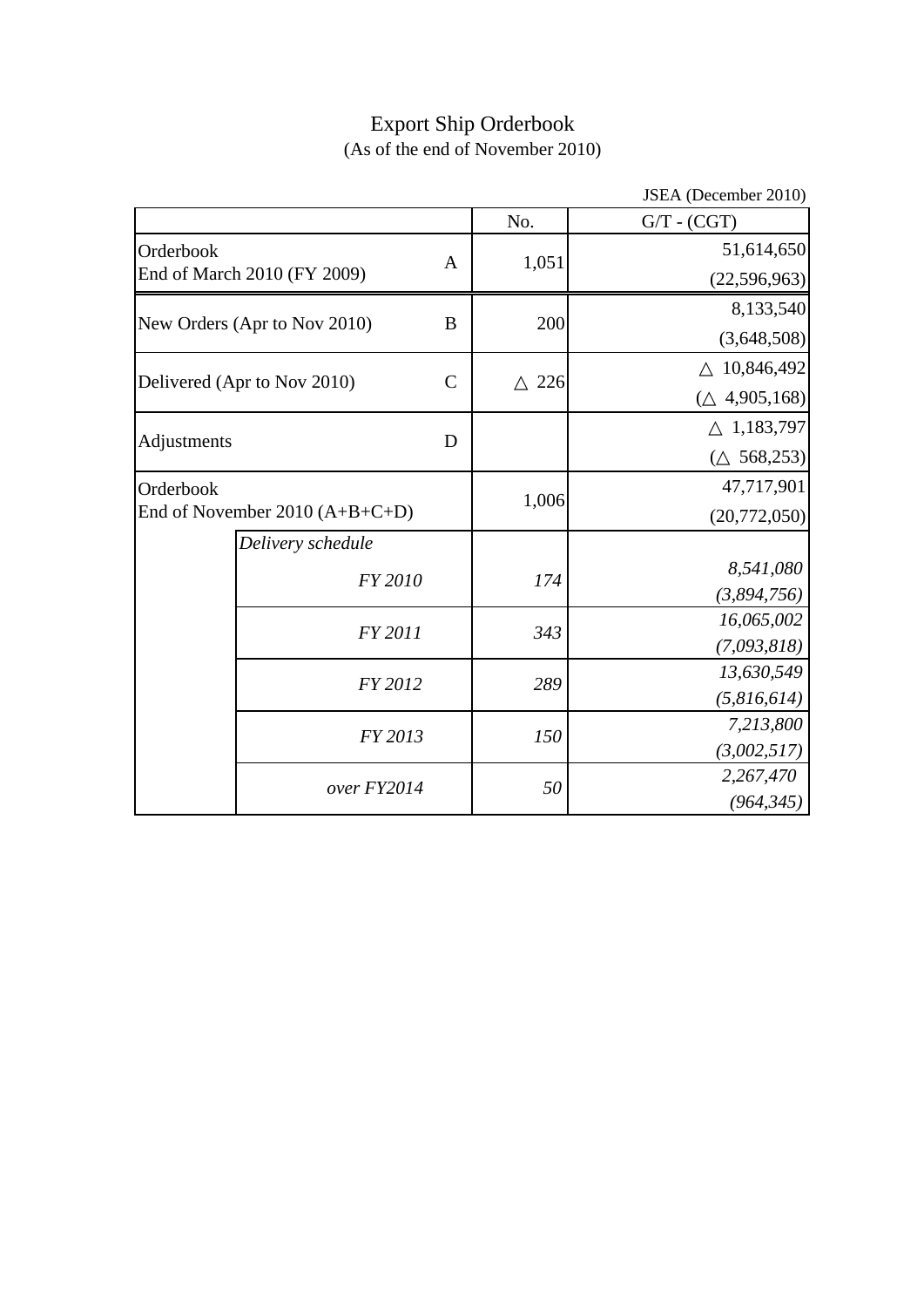# Export Ship Orderbook

(As of the end of November 2010)

JSEA (December 2010)

| | | | No. | G/T - (CGT) |
|---|---|---|---|---|
| Orderbook<br>End of March 2010 (FY 2009) | | A | 1,051 | 51,614,650<br>(22,596,963) |
| New Orders (Apr to Nov 2010) | | B | 200 | 8,133,540<br>(3,648,508) |
| Delivered (Apr to Nov 2010) | | C | △ 226 | △ 10,846,492<br>(△ 4,905,168) |
| Adjustments | | D | | △ 1,183,797<br>(△ 568,253) |
| Orderbook<br>End of November 2010 (A+B+C+D) | | | 1,006 | 47,717,901<br>(20,772,050) |
| | *Delivery schedule* | | | |
| | *FY 2010* | | *174* | *8,541,080*<br>*(3,894,756)* |
| | *FY 2011* | | *343* | *16,065,002*<br>*(7,093,818)* |
| | *FY 2012* | | *289* | *13,630,549*<br>*(5,816,614)* |
| | *FY 2013* | | *150* | *7,213,800*<br>*(3,002,517)* |
| | *over FY2014* | | *50* | *2,267,470*<br>*(964,345)* |